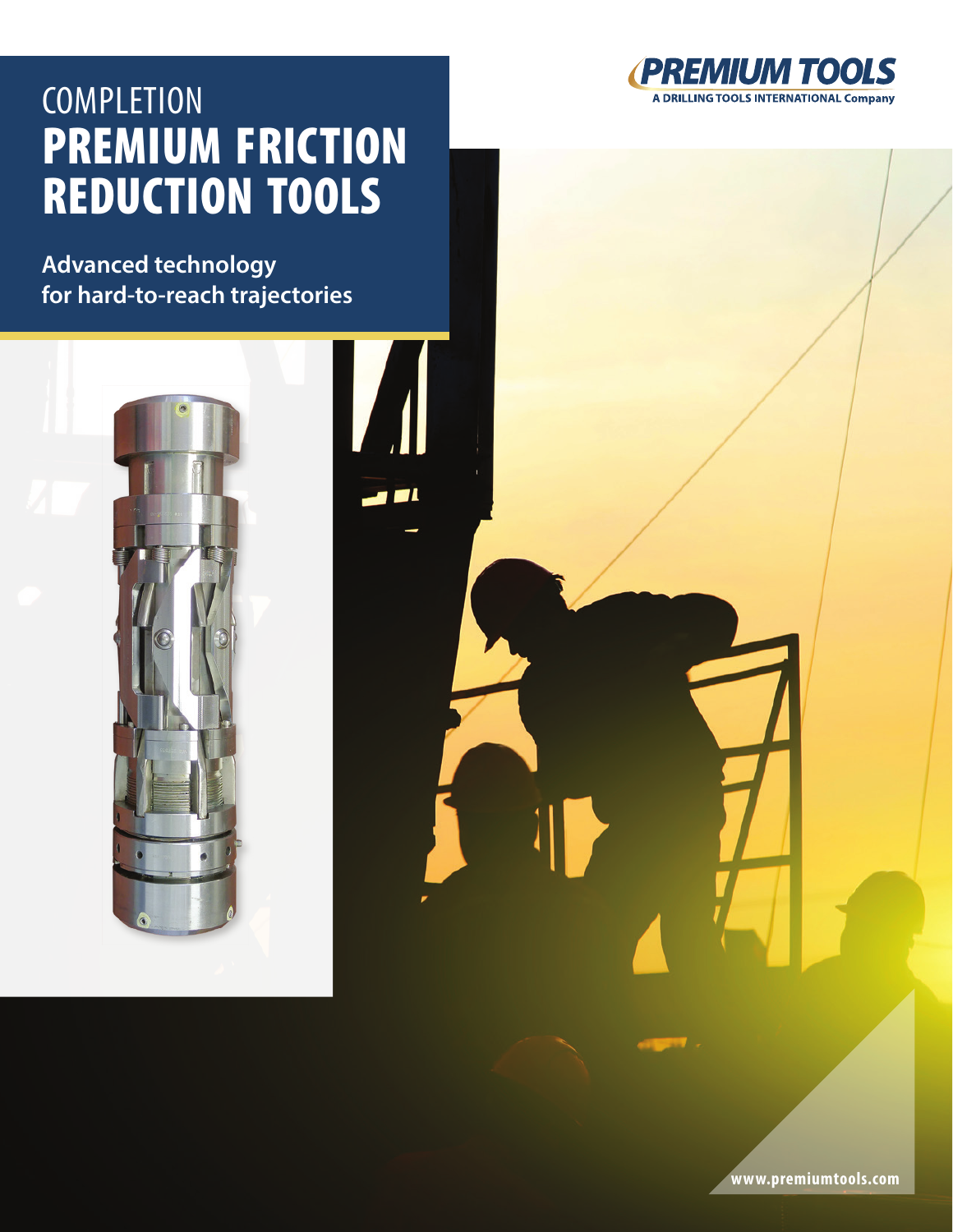# COMPLETION
# PREMIUM FRICTION REDUCTION TOOLS

**Advanced technology for hard-to-reach trajectories**

PREMIUM TOOLS
A DRILLING TOOLS INTERNATIONAL Company

www.premiumtools.com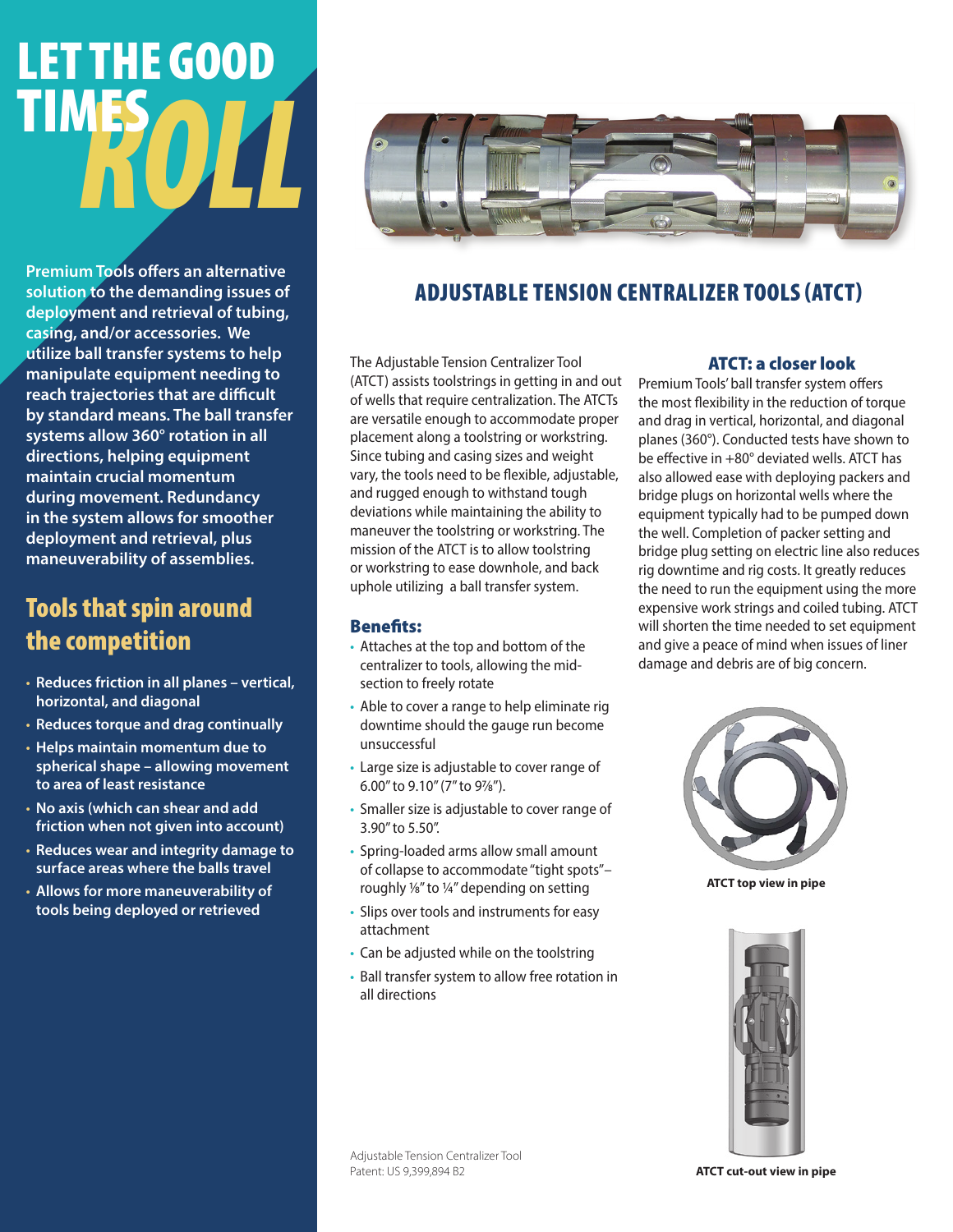# LET THE GOOD TIMES *ROLL*

**Premium Tools offers an alternative solution to the demanding issues of deployment and retrieval of tubing, casing, and/or accessories. We utilize ball transfer systems to help manipulate equipment needing to reach trajectories that are difficult by standard means. The ball transfer systems allow 360° rotation in all directions, helping equipment maintain crucial momentum during movement. Redundancy in the system allows for smoother deployment and retrieval, plus maneuverability of assemblies.**

## Tools that spin around the competition

- **Reduces friction in all planes – vertical, horizontal, and diagonal**
- **Reduces torque and drag continually**
- **Helps maintain momentum due to spherical shape – allowing movement to area of least resistance**
- **No axis (which can shear and add friction when not given into account)**
- **Reduces wear and integrity damage to surface areas where the balls travel**
- **Allows for more maneuverability of tools being deployed or retrieved**

## ADJUSTABLE TENSION CENTRALIZER TOOLS (ATCT)

The Adjustable Tension Centralizer Tool (ATCT) assists toolstrings in getting in and out of wells that require centralization. The ATCTs are versatile enough to accommodate proper placement along a toolstring or workstring. Since tubing and casing sizes and weight vary, the tools need to be flexible, adjustable, and rugged enough to withstand tough deviations while maintaining the ability to maneuver the toolstring or workstring. The mission of the ATCT is to allow toolstring or workstring to ease downhole, and back uphole utilizing a ball transfer system.

### Benefits:

- Attaches at the top and bottom of the centralizer to tools, allowing the mid-section to freely rotate
- Able to cover a range to help eliminate rig downtime should the gauge run become unsuccessful
- Large size is adjustable to cover range of 6.00" to 9.10" (7" to 9⅞").
- Smaller size is adjustable to cover range of 3.90" to 5.50".
- Spring-loaded arms allow small amount of collapse to accommodate "tight spots"– roughly ⅛" to ¼" depending on setting
- Slips over tools and instruments for easy attachment
- Can be adjusted while on the toolstring
- Ball transfer system to allow free rotation in all directions

### ATCT: a closer look

Premium Tools' ball transfer system offers the most flexibility in the reduction of torque and drag in vertical, horizontal, and diagonal planes (360°). Conducted tests have shown to be effective in +80° deviated wells. ATCT has also allowed ease with deploying packers and bridge plugs on horizontal wells where the equipment typically had to be pumped down the well. Completion of packer setting and bridge plug setting on electric line also reduces rig downtime and rig costs. It greatly reduces the need to run the equipment using the more expensive work strings and coiled tubing. ATCT will shorten the time needed to set equipment and give a peace of mind when issues of liner damage and debris are of big concern.

**ATCT top view in pipe**

**ATCT cut-out view in pipe**

Adjustable Tension Centralizer Tool
Patent: US 9,399,894 B2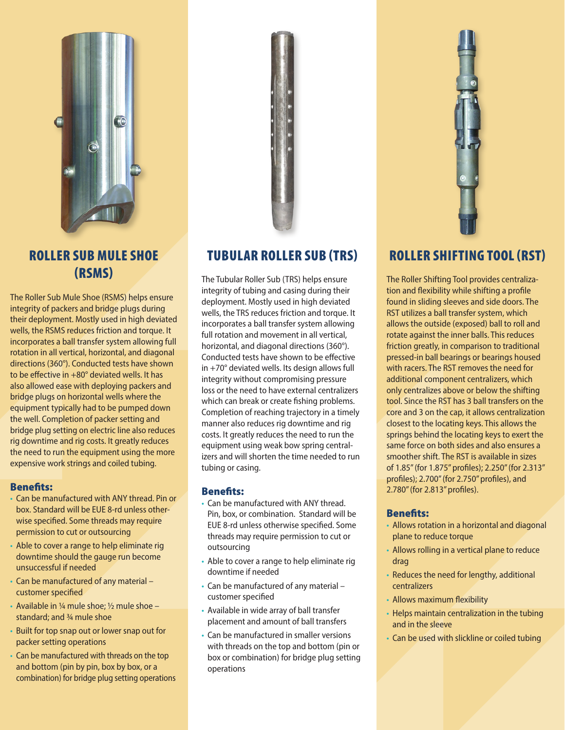## ROLLER SUB MULE SHOE (RSMS)

The Roller Sub Mule Shoe (RSMS) helps ensure integrity of packers and bridge plugs during their deployment. Mostly used in high deviated wells, the RSMS reduces friction and torque. It incorporates a ball transfer system allowing full rotation in all vertical, horizontal, and diagonal directions (360°). Conducted tests have shown to be effective in +80° deviated wells. It has also allowed ease with deploying packers and bridge plugs on horizontal wells where the equipment typically had to be pumped down the well. Completion of packer setting and bridge plug setting on electric line also reduces rig downtime and rig costs. It greatly reduces the need to run the equipment using the more expensive work strings and coiled tubing.

### Benefits:

- Can be manufactured with ANY thread. Pin or box. Standard will be EUE 8-rd unless otherwise specified. Some threads may require permission to cut or outsourcing
- Able to cover a range to help eliminate rig downtime should the gauge run become unsuccessful if needed
- Can be manufactured of any material – customer specified
- Available in ¼ mule shoe; ½ mule shoe – standard; and ¾ mule shoe
- Built for top snap out or lower snap out for packer setting operations
- Can be manufactured with threads on the top and bottom (pin by pin, box by box, or a combination) for bridge plug setting operations

## TUBULAR ROLLER SUB (TRS)

The Tubular Roller Sub (TRS) helps ensure integrity of tubing and casing during their deployment. Mostly used in high deviated wells, the TRS reduces friction and torque. It incorporates a ball transfer system allowing full rotation and movement in all vertical, horizontal, and diagonal directions (360°). Conducted tests have shown to be effective in +70° deviated wells. Its design allows full integrity without compromising pressure loss or the need to have external centralizers which can break or create fishing problems. Completion of reaching trajectory in a timely manner also reduces rig downtime and rig costs. It greatly reduces the need to run the equipment using weak bow spring centralizers and will shorten the time needed to run tubing or casing.

### Benefits:

- Can be manufactured with ANY thread. Pin, box, or combination. Standard will be EUE 8-rd unless otherwise specified. Some threads may require permission to cut or outsourcing
- Able to cover a range to help eliminate rig downtime if needed
- Can be manufactured of any material – customer specified
- Available in wide array of ball transfer placement and amount of ball transfers
- Can be manufactured in smaller versions with threads on the top and bottom (pin or box or combination) for bridge plug setting operations

## ROLLER SHIFTING TOOL (RST)

The Roller Shifting Tool provides centralization and flexibility while shifting a profile found in sliding sleeves and side doors. The RST utilizes a ball transfer system, which allows the outside (exposed) ball to roll and rotate against the inner balls. This reduces friction greatly, in comparison to traditional pressed-in ball bearings or bearings housed with racers. The RST removes the need for additional component centralizers, which only centralizes above or below the shifting tool. Since the RST has 3 ball transfers on the core and 3 on the cap, it allows centralization closest to the locating keys. This allows the springs behind the locating keys to exert the same force on both sides and also ensures a smoother shift. The RST is available in sizes of 1.85" (for 1.875" profiles); 2.250" (for 2.313" profiles); 2.700" (for 2.750" profiles), and 2.780" (for 2.813" profiles).

### Benefits:

- Allows rotation in a horizontal and diagonal plane to reduce torque
- Allows rolling in a vertical plane to reduce drag
- Reduces the need for lengthy, additional centralizers
- Allows maximum flexibility
- Helps maintain centralization in the tubing and in the sleeve
- Can be used with slickline or coiled tubing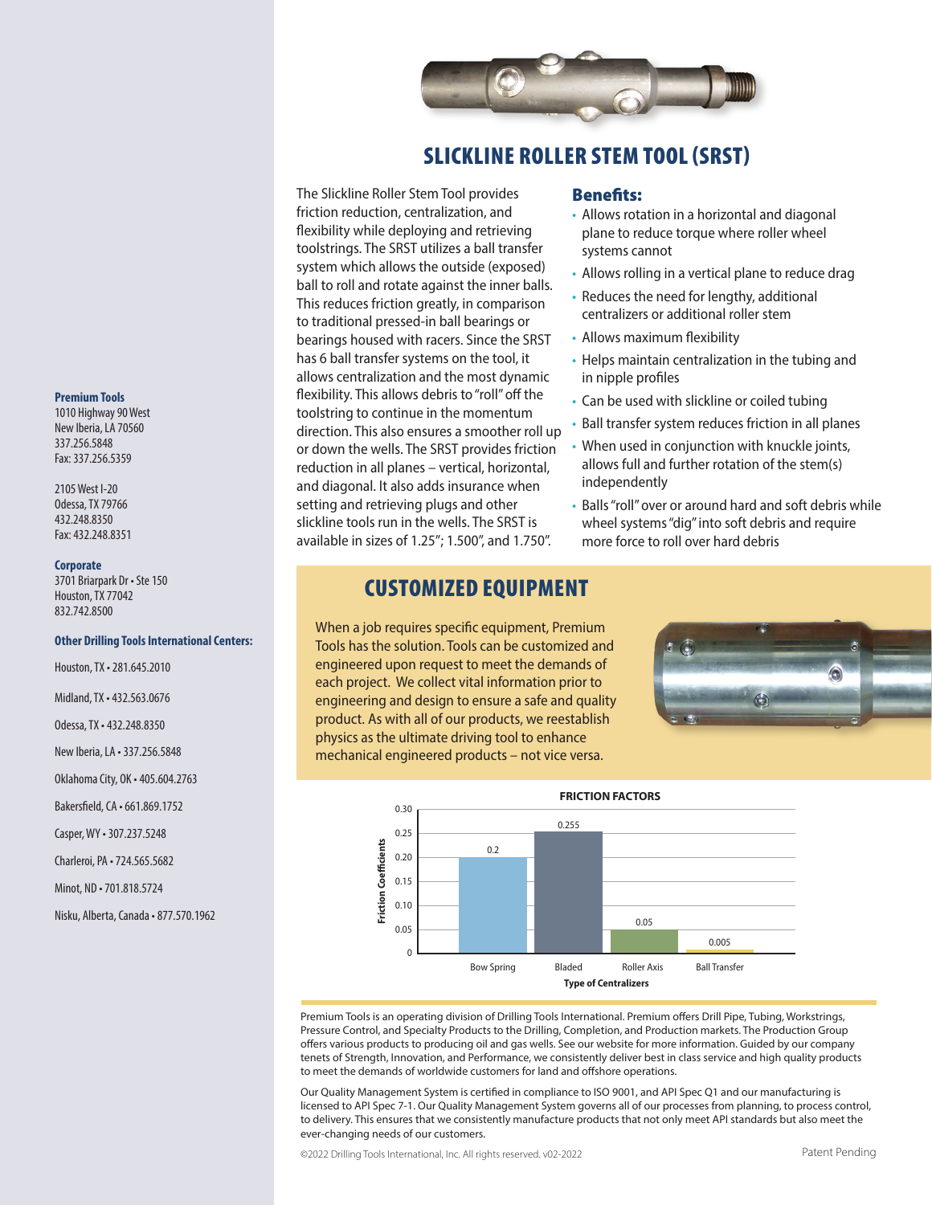## SLICKLINE ROLLER STEM TOOL (SRST)

The Slickline Roller Stem Tool provides friction reduction, centralization, and flexibility while deploying and retrieving toolstrings. The SRST utilizes a ball transfer system which allows the outside (exposed) ball to roll and rotate against the inner balls. This reduces friction greatly, in comparison to traditional pressed-in ball bearings or bearings housed with racers. Since the SRST has 6 ball transfer systems on the tool, it allows centralization and the most dynamic flexibility. This allows debris to "roll" off the toolstring to continue in the momentum direction. This also ensures a smoother roll up or down the wells. The SRST provides friction reduction in all planes – vertical, horizontal, and diagonal. It also adds insurance when setting and retrieving plugs and other slickline tools run in the wells. The SRST is available in sizes of 1.25"; 1.500", and 1.750".

### Benefits:

- Allows rotation in a horizontal and diagonal plane to reduce torque where roller wheel systems cannot
- Allows rolling in a vertical plane to reduce drag
- Reduces the need for lengthy, additional centralizers or additional roller stem
- Allows maximum flexibility
- Helps maintain centralization in the tubing and in nipple profiles
- Can be used with slickline or coiled tubing
- Ball transfer system reduces friction in all planes
- When used in conjunction with knuckle joints, allows full and further rotation of the stem(s) independently
- Balls "roll" over or around hard and soft debris while wheel systems "dig" into soft debris and require more force to roll over hard debris

## CUSTOMIZED EQUIPMENT

When a job requires specific equipment, Premium Tools has the solution. Tools can be customized and engineered upon request to meet the demands of each project. We collect vital information prior to engineering and design to ensure a safe and quality product. As with all of our products, we reestablish physics as the ultimate driving tool to enhance mechanical engineered products – not vice versa.

FRICTION FACTORS

Friction Coefficients

0.30
0.25
0.20
0.15
0.10
0.05
0

0.2
0.255
0.05
0.005

Bow Spring
Bladed
Roller Axis
Ball Transfer

Type of Centralizers

Premium Tools is an operating division of Drilling Tools International. Premium offers Drill Pipe, Tubing, Workstrings, Pressure Control, and Specialty Products to the Drilling, Completion, and Production markets. The Production Group offers various products to producing oil and gas wells. See our website for more information. Guided by our company tenets of Strength, Innovation, and Performance, we consistently deliver best in class service and high quality products to meet the demands of worldwide customers for land and offshore operations.

Our Quality Management System is certified in compliance to ISO 9001, and API Spec Q1 and our manufacturing is licensed to API Spec 7-1. Our Quality Management System governs all of our processes from planning, to process control, to delivery. This ensures that we consistently manufacture products that not only meet API standards but also meet the ever-changing needs of our customers.

©2022 Drilling Tools International, Inc. All rights reserved. v02-2022

Patent Pending

**Premium Tools**
1010 Highway 90 West
New Iberia, LA 70560
337.256.5848
Fax: 337.256.5359

2105 West I-20
Odessa, TX 79766
432.248.8350
Fax: 432.248.8351

**Corporate**
3701 Briarpark Dr • Ste 150
Houston, TX 77042
832.742.8500

**Other Drilling Tools International Centers:**

Houston, TX • 281.645.2010

Midland, TX • 432.563.0676

Odessa, TX • 432.248.8350

New Iberia, LA • 337.256.5848

Oklahoma City, OK • 405.604.2763

Bakersfield, CA • 661.869.1752

Casper, WY • 307.237.5248

Charleroi, PA • 724.565.5682

Minot, ND • 701.818.5724

Nisku, Alberta, Canada • 877.570.1962